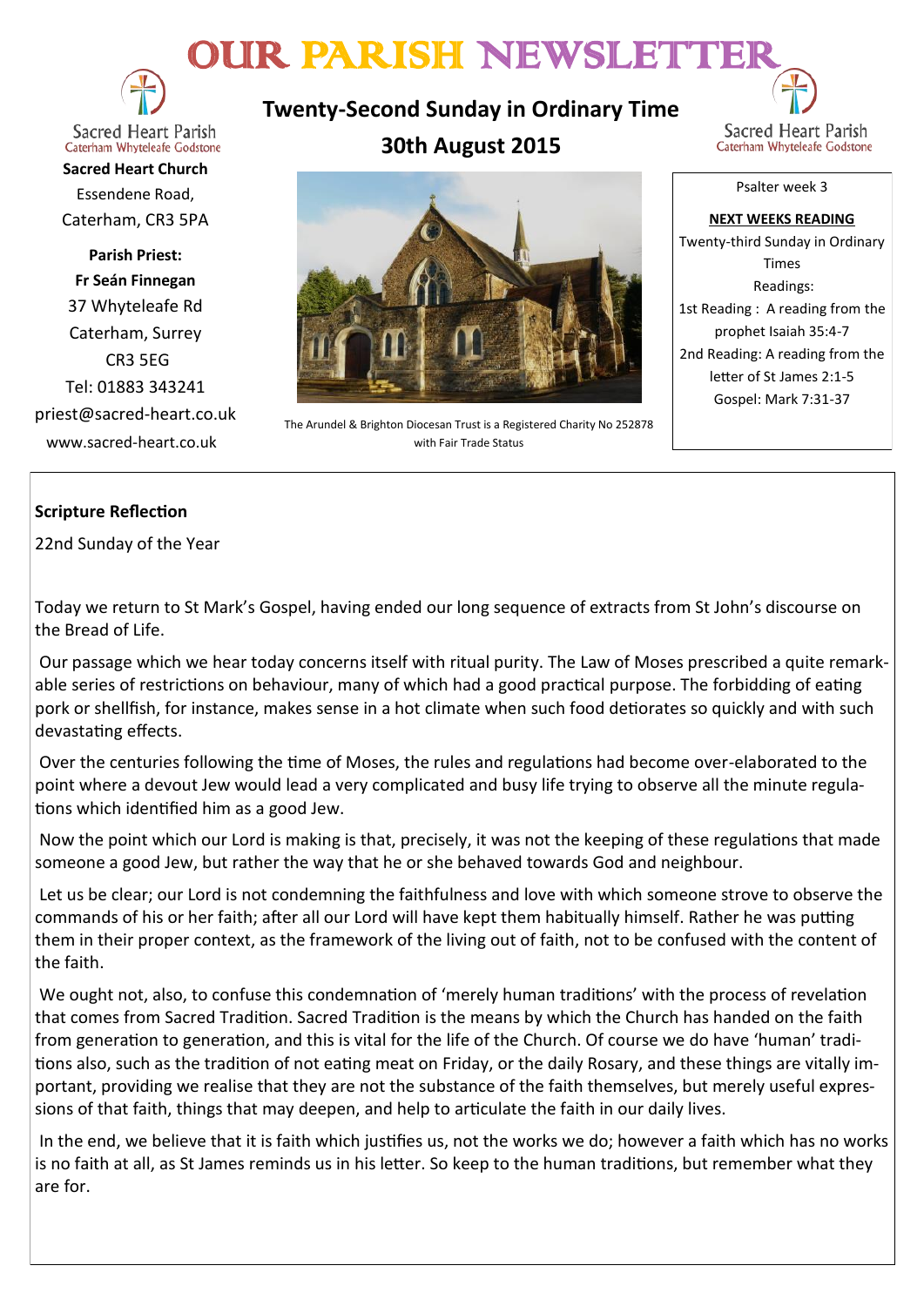# OUR PARISH NEWSLETTER

Sacred Heart Parish
Caterham Whyteleafe Godstone

**Sacred Heart Church**
Essendene Road,
Caterham, CR3 5PA

**Parish Priest:**
**Fr Seán Finnegan**
37 Whyteleafe Rd
Caterham, Surrey
CR3 5EG
Tel: 01883 343241
priest@sacred-heart.co.uk
www.sacred-heart.co.uk

## Twenty-Second Sunday in Ordinary Time

## 30th August 2015

The Arundel & Brighton Diocesan Trust is a Registered Charity No 252878 with Fair Trade Status

Psalter week 3

**NEXT WEEKS READING**

Twenty-third Sunday in Ordinary Times

Readings:

1st Reading : A reading from the prophet Isaiah 35:4-7

2nd Reading: A reading from the letter of St James 2:1-5

Gospel: Mark 7:31-37

### Scripture Reflection

22nd Sunday of the Year

Today we return to St Mark's Gospel, having ended our long sequence of extracts from St John's discourse on the Bread of Life.

Our passage which we hear today concerns itself with ritual purity. The Law of Moses prescribed a quite remarkable series of restrictions on behaviour, many of which had a good practical purpose. The forbidding of eating pork or shellfish, for instance, makes sense in a hot climate when such food detiorates so quickly and with such devastating effects.

Over the centuries following the time of Moses, the rules and regulations had become over-elaborated to the point where a devout Jew would lead a very complicated and busy life trying to observe all the minute regulations which identified him as a good Jew.

Now the point which our Lord is making is that, precisely, it was not the keeping of these regulations that made someone a good Jew, but rather the way that he or she behaved towards God and neighbour.

Let us be clear; our Lord is not condemning the faithfulness and love with which someone strove to observe the commands of his or her faith; after all our Lord will have kept them habitually himself. Rather he was putting them in their proper context, as the framework of the living out of faith, not to be confused with the content of the faith.

We ought not, also, to confuse this condemnation of 'merely human traditions' with the process of revelation that comes from Sacred Tradition. Sacred Tradition is the means by which the Church has handed on the faith from generation to generation, and this is vital for the life of the Church. Of course we do have 'human' traditions also, such as the tradition of not eating meat on Friday, or the daily Rosary, and these things are vitally important, providing we realise that they are not the substance of the faith themselves, but merely useful expressions of that faith, things that may deepen, and help to articulate the faith in our daily lives.

In the end, we believe that it is faith which justifies us, not the works we do; however a faith which has no works is no faith at all, as St James reminds us in his letter. So keep to the human traditions, but remember what they are for.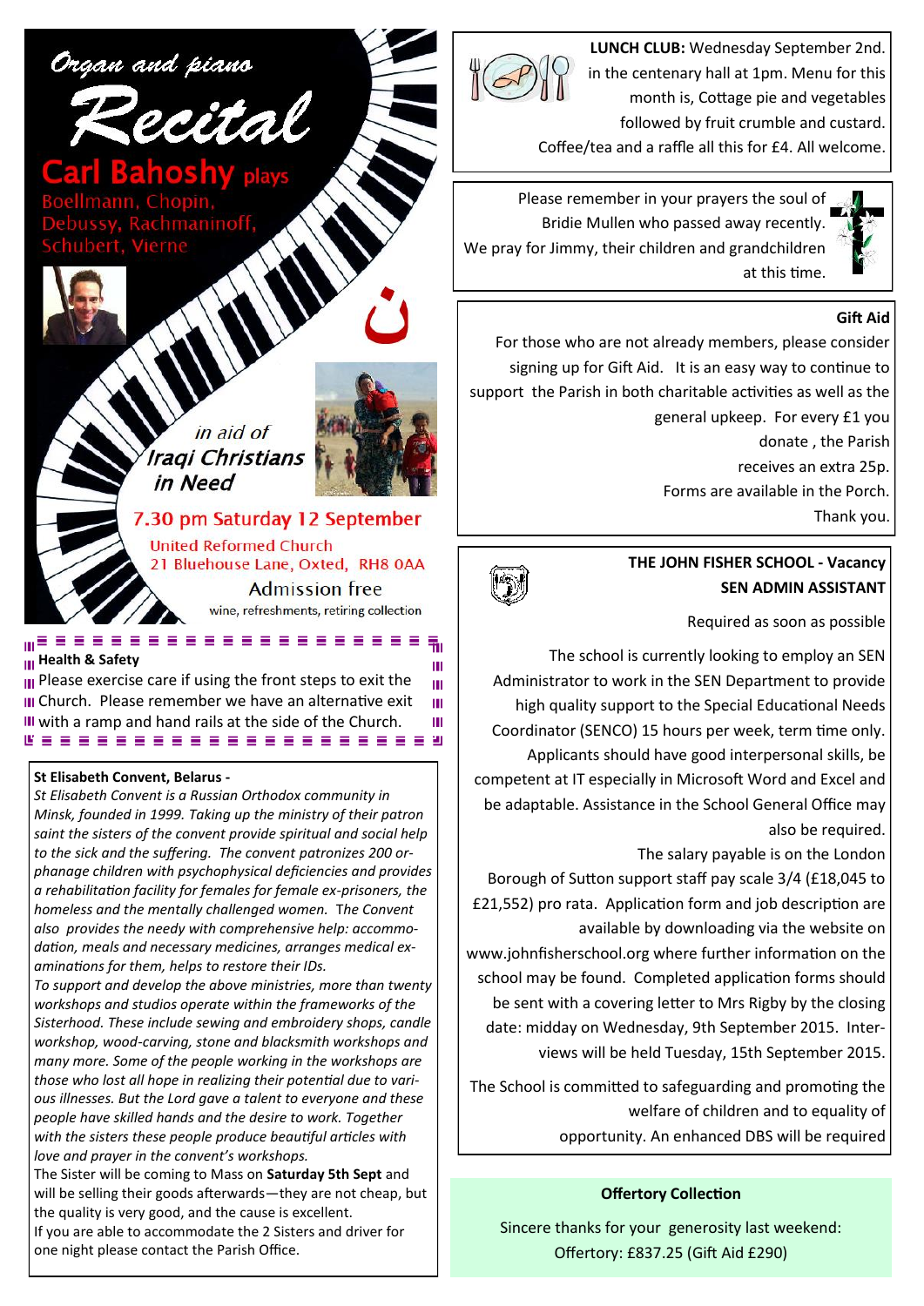# Organ and piano Recital

**Carl Bahoshy plays**

Boellmann, Chopin, Debussy, Rachmaninoff, Schubert, Vierne

ن

*in aid of Iraqi Christians in Need*

**7.30 pm Saturday 12 September**

United Reformed Church
21 Bluehouse Lane, Oxted, RH8 0AA

Admission free

wine, refreshments, retiring collection

**Health & Safety**

Please exercise care if using the front steps to exit the Church. Please remember we have an alternative exit with a ramp and hand rails at the side of the Church.

**St Elisabeth Convent, Belarus -**

*St Elisabeth Convent is a Russian Orthodox community in Minsk, founded in 1999. Taking up the ministry of their patron saint the sisters of the convent provide spiritual and social help to the sick and the suffering. The convent patronizes 200 orphanage children with psychophysical deficiencies and provides a rehabilitation facility for females for female ex-prisoners, the homeless and the mentally challenged women. The Convent also provides the needy with comprehensive help: accommodation, meals and necessary medicines, arranges medical examinations for them, helps to restore their IDs.*

*To support and develop the above ministries, more than twenty workshops and studios operate within the frameworks of the Sisterhood. These include sewing and embroidery shops, candle workshop, wood-carving, stone and blacksmith workshops and many more. Some of the people working in the workshops are those who lost all hope in realizing their potential due to various illnesses. But the Lord gave a talent to everyone and these people have skilled hands and the desire to work. Together with the sisters these people produce beautiful articles with love and prayer in the convent's workshops.*

The Sister will be coming to Mass on **Saturday 5th Sept** and will be selling their goods afterwards—they are not cheap, but the quality is very good, and the cause is excellent.

If you are able to accommodate the 2 Sisters and driver for one night please contact the Parish Office.

**LUNCH CLUB:** Wednesday September 2nd. in the centenary hall at 1pm. Menu for this month is, Cottage pie and vegetables followed by fruit crumble and custard. Coffee/tea and a raffle all this for £4. All welcome.

Please remember in your prayers the soul of Bridie Mullen who passed away recently. We pray for Jimmy, their children and grandchildren at this time.

**Gift Aid**

For those who are not already members, please consider signing up for Gift Aid. It is an easy way to continue to support the Parish in both charitable activities as well as the general upkeep. For every £1 you donate , the Parish receives an extra 25p. Forms are available in the Porch. Thank you.

**THE JOHN FISHER SCHOOL - Vacancy**
**SEN ADMIN ASSISTANT**

Required as soon as possible

The school is currently looking to employ an SEN Administrator to work in the SEN Department to provide high quality support to the Special Educational Needs Coordinator (SENCO) 15 hours per week, term time only. Applicants should have good interpersonal skills, be competent at IT especially in Microsoft Word and Excel and be adaptable. Assistance in the School General Office may also be required.

The salary payable is on the London Borough of Sutton support staff pay scale 3/4 (£18,045 to £21,552) pro rata. Application form and job description are available by downloading via the website on www.johnfisherschool.org where further information on the school may be found. Completed application forms should be sent with a covering letter to Mrs Rigby by the closing date: midday on Wednesday, 9th September 2015. Interviews will be held Tuesday, 15th September 2015.

The School is committed to safeguarding and promoting the welfare of children and to equality of opportunity. An enhanced DBS will be required

**Offertory Collection**

Sincere thanks for your generosity last weekend:
Offertory: £837.25 (Gift Aid £290)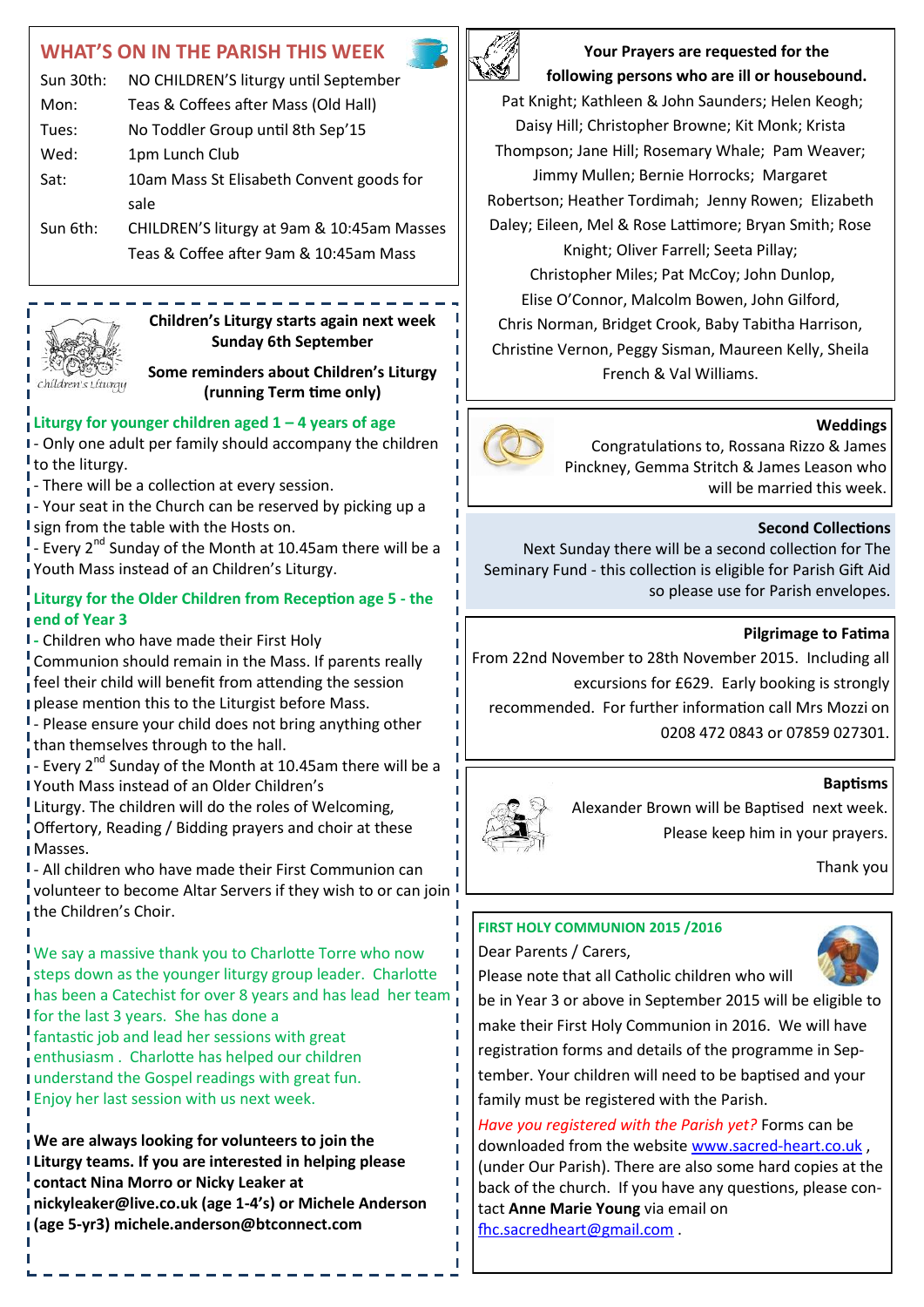## WHAT'S ON IN THE PARISH THIS WEEK

| | |
|---|---|
| Sun 30th: | NO CHILDREN'S liturgy until September |
| Mon: | Teas & Coffees after Mass (Old Hall) |
| Tues: | No Toddler Group until 8th Sep'15 |
| Wed: | 1pm Lunch Club |
| Sat: | 10am Mass St Elisabeth Convent goods for sale |
| Sun 6th: | CHILDREN'S liturgy at 9am & 10:45am Masses<br>Teas & Coffee after 9am & 10:45am Mass |

**Children's Liturgy starts again next week Sunday 6th September**

**Some reminders about Children's Liturgy (running Term time only)**

### Liturgy for younger children aged 1 – 4 years of age

- Only one adult per family should accompany the children to the liturgy.
- There will be a collection at every session.
- Your seat in the Church can be reserved by picking up a sign from the table with the Hosts on.
- Every 2nd Sunday of the Month at 10.45am there will be a Youth Mass instead of an Children's Liturgy.

### Liturgy for the Older Children from Reception age 5 - the end of Year 3

- Children who have made their First Holy Communion should remain in the Mass. If parents really feel their child will benefit from attending the session please mention this to the Liturgist before Mass.
- Please ensure your child does not bring anything other than themselves through to the hall.
- Every 2nd Sunday of the Month at 10.45am there will be a Youth Mass instead of an Older Children's Liturgy. The children will do the roles of Welcoming, Offertory, Reading / Bidding prayers and choir at these Masses.
- All children who have made their First Communion can volunteer to become Altar Servers if they wish to or can join the Children's Choir.

We say a massive thank you to Charlotte Torre who now steps down as the younger liturgy group leader. Charlotte has been a Catechist for over 8 years and has lead her team for the last 3 years. She has done a fantastic job and lead her sessions with great enthusiasm. Charlotte has helped our children understand the Gospel readings with great fun. Enjoy her last session with us next week.

**We are always looking for volunteers to join the Liturgy teams. If you are interested in helping please contact Nina Morro or Nicky Leaker at nickyleaker@live.co.uk (age 1-4's) or Michele Anderson (age 5-yr3) michele.anderson@btconnect.com**

**Your Prayers are requested for the following persons who are ill or housebound.**

Pat Knight; Kathleen & John Saunders; Helen Keogh; Daisy Hill; Christopher Browne; Kit Monk; Krista Thompson; Jane Hill; Rosemary Whale; Pam Weaver; Jimmy Mullen; Bernie Horrocks; Margaret Robertson; Heather Tordimah; Jenny Rowen; Elizabeth Daley; Eileen, Mel & Rose Lattimore; Bryan Smith; Rose Knight; Oliver Farrell; Seeta Pillay; Christopher Miles; Pat McCoy; John Dunlop, Elise O'Connor, Malcolm Bowen, John Gilford, Chris Norman, Bridget Crook, Baby Tabitha Harrison, Christine Vernon, Peggy Sisman, Maureen Kelly, Sheila French & Val Williams.

### Weddings

Congratulations to, Rossana Rizzo & James Pinckney, Gemma Stritch & James Leason who will be married this week.

### Second Collections

Next Sunday there will be a second collection for The Seminary Fund - this collection is eligible for Parish Gift Aid so please use for Parish envelopes.

### Pilgrimage to Fatima

From 22nd November to 28th November 2015. Including all excursions for £629. Early booking is strongly recommended. For further information call Mrs Mozzi on 0208 472 0843 or 07859 027301.

### Baptisms

Alexander Brown will be Baptised next week. Please keep him in your prayers.

Thank you

### FIRST HOLY COMMUNION 2015 /2016

Dear Parents / Carers,

Please note that all Catholic children who will be in Year 3 or above in September 2015 will be eligible to make their First Holy Communion in 2016. We will have registration forms and details of the programme in September. Your children will need to be baptised and your family must be registered with the Parish.

*Have you registered with the Parish yet?* Forms can be downloaded from the website www.sacred-heart.co.uk, (under Our Parish). There are also some hard copies at the back of the church. If you have any questions, please contact **Anne Marie Young** via email on fhc.sacredheart@gmail.com.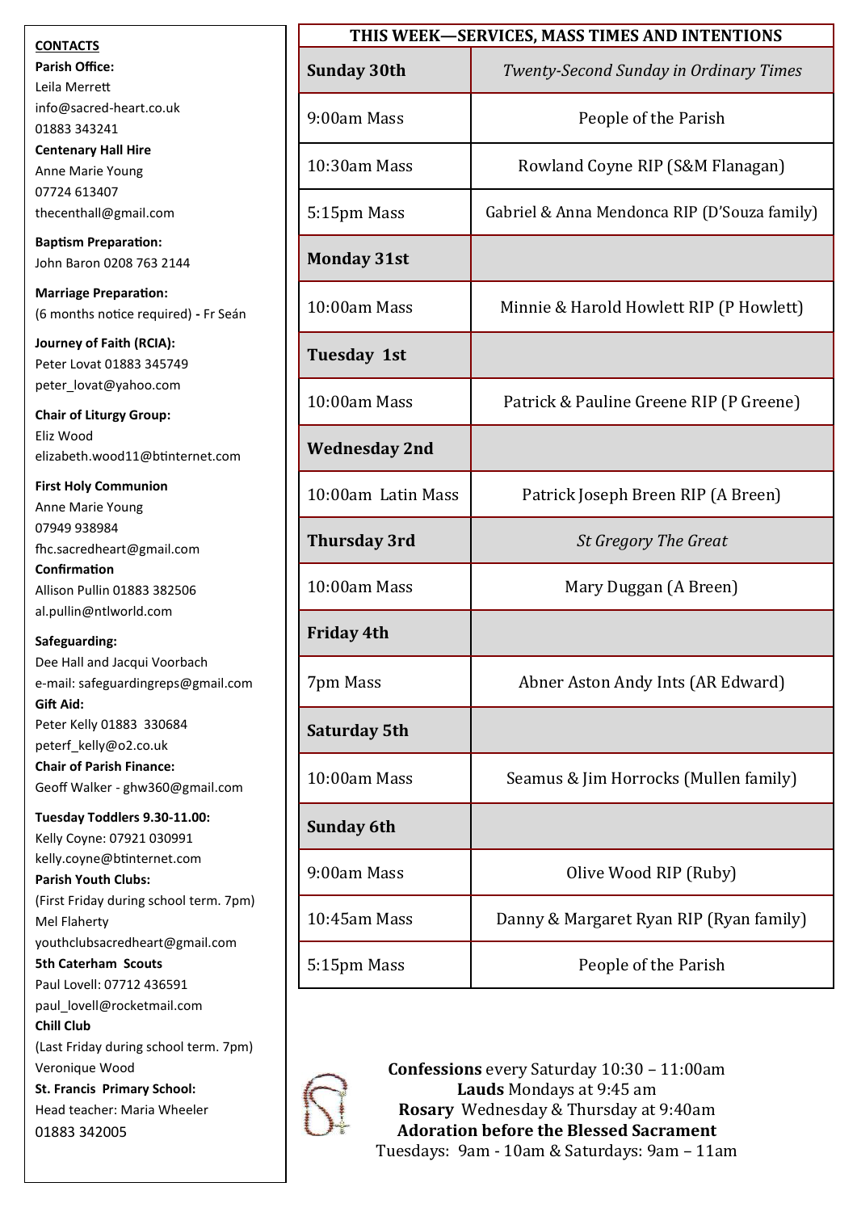**CONTACTS**

**Parish Office:**
Leila Merrett
info@sacred-heart.co.uk
01883 343241

**Centenary Hall Hire**
Anne Marie Young
07724 613407
thecenthall@gmail.com

**Baptism Preparation:**
John Baron 0208 763 2144

**Marriage Preparation:**
(6 months notice required) **-** Fr Seán

**Journey of Faith (RCIA):**
Peter Lovat 01883 345749
peter_lovat@yahoo.com

**Chair of Liturgy Group:**
Eliz Wood
elizabeth.wood11@btinternet.com

**First Holy Communion**
Anne Marie Young
07949 938984
fhc.sacredheart@gmail.com

**Confirmation**
Allison Pullin 01883 382506
al.pullin@ntlworld.com

**Safeguarding:**
Dee Hall and Jacqui Voorbach
e-mail: safeguardingreps@gmail.com

**Gift Aid:**
Peter Kelly 01883 330684
peterf_kelly@o2.co.uk

**Chair of Parish Finance:**
Geoff Walker - ghw360@gmail.com

**Tuesday Toddlers 9.30-11.00:**
Kelly Coyne: 07921 030991
kelly.coyne@btinternet.com

**Parish Youth Clubs:**
(First Friday during school term. 7pm)
Mel Flaherty
youthclubsacredheart@gmail.com

**5th Caterham Scouts**
Paul Lovell: 07712 436591
paul_lovell@rocketmail.com

**Chill Club**
(Last Friday during school term. 7pm)
Veronique Wood

**St. Francis Primary School:**
Head teacher: Maria Wheeler
01883 342005

## THIS WEEK—SERVICES, MASS TIMES AND INTENTIONS

| | |
|---|---|
| **Sunday 30th** | *Twenty-Second Sunday in Ordinary Times* |
| 9:00am Mass | People of the Parish |
| 10:30am Mass | Rowland Coyne RIP (S&M Flanagan) |
| 5:15pm Mass | Gabriel & Anna Mendonca RIP (D'Souza family) |
| **Monday 31st** | |
| 10:00am Mass | Minnie & Harold Howlett RIP (P Howlett) |
| **Tuesday 1st** | |
| 10:00am Mass | Patrick & Pauline Greene RIP (P Greene) |
| **Wednesday 2nd** | |
| 10:00am Latin Mass | Patrick Joseph Breen RIP (A Breen) |
| **Thursday 3rd** | *St Gregory The Great* |
| 10:00am Mass | Mary Duggan (A Breen) |
| **Friday 4th** | |
| 7pm Mass | Abner Aston Andy Ints (AR Edward) |
| **Saturday 5th** | |
| 10:00am Mass | Seamus & Jim Horrocks (Mullen family) |
| **Sunday 6th** | |
| 9:00am Mass | Olive Wood RIP (Ruby) |
| 10:45am Mass | Danny & Margaret Ryan RIP (Ryan family) |
| 5:15pm Mass | People of the Parish |

**Confessions** every Saturday 10:30 – 11:00am
**Lauds** Mondays at 9:45 am
**Rosary** Wednesday & Thursday at 9:40am
**Adoration before the Blessed Sacrament**
Tuesdays: 9am - 10am & Saturdays: 9am – 11am